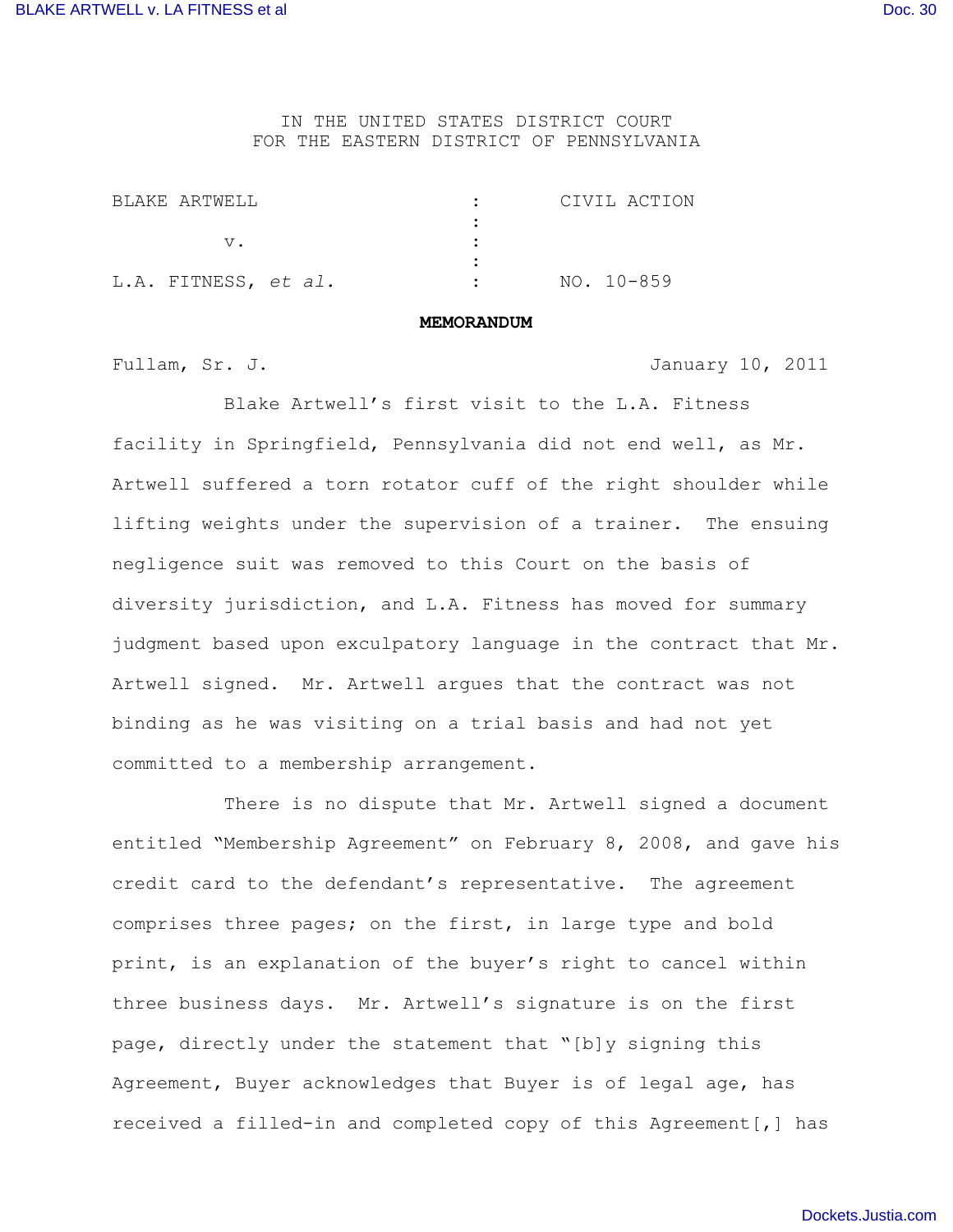IN THE UNITED STATES DISTRICT COURT
FOR THE EASTERN DISTRICT OF PENNSYLVANIA

| | | |
|---|---|---|
| BLAKE ARTWELL | : | CIVIL ACTION |
| | : | |
| v. | : | |
| | : | |
| L.A. FITNESS, *et al.* | : | NO. 10-859 |

**MEMORANDUM**

Fullam, Sr. J. January 10, 2011

Blake Artwell's first visit to the L.A. Fitness facility in Springfield, Pennsylvania did not end well, as Mr. Artwell suffered a torn rotator cuff of the right shoulder while lifting weights under the supervision of a trainer. The ensuing negligence suit was removed to this Court on the basis of diversity jurisdiction, and L.A. Fitness has moved for summary judgment based upon exculpatory language in the contract that Mr. Artwell signed. Mr. Artwell argues that the contract was not binding as he was visiting on a trial basis and had not yet committed to a membership arrangement.

There is no dispute that Mr. Artwell signed a document entitled "Membership Agreement" on February 8, 2008, and gave his credit card to the defendant's representative. The agreement comprises three pages; on the first, in large type and bold print, is an explanation of the buyer's right to cancel within three business days. Mr. Artwell's signature is on the first page, directly under the statement that "[b]y signing this Agreement, Buyer acknowledges that Buyer is of legal age, has received a filled-in and completed copy of this Agreement[,] has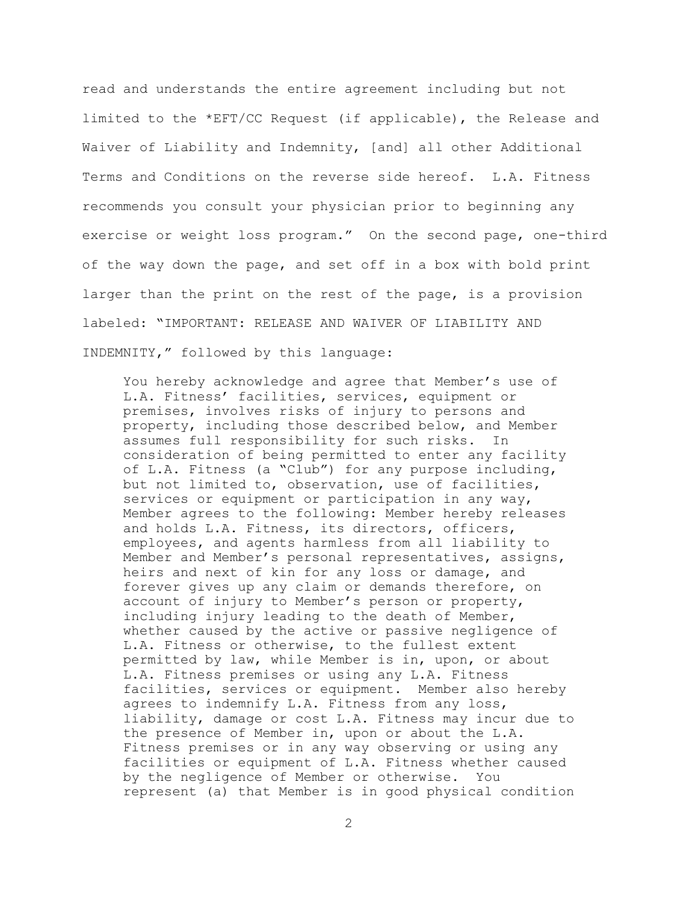read and understands the entire agreement including but not limited to the *EFT/CC Request (if applicable), the Release and Waiver of Liability and Indemnity, [and] all other Additional Terms and Conditions on the reverse side hereof. L.A. Fitness recommends you consult your physician prior to beginning any exercise or weight loss program." On the second page, one-third of the way down the page, and set off in a box with bold print larger than the print on the rest of the page, is a provision labeled: "IMPORTANT: RELEASE AND WAIVER OF LIABILITY AND INDEMNITY," followed by this language:

> You hereby acknowledge and agree that Member's use of L.A. Fitness' facilities, services, equipment or premises, involves risks of injury to persons and property, including those described below, and Member assumes full responsibility for such risks. In consideration of being permitted to enter any facility of L.A. Fitness (a "Club") for any purpose including, but not limited to, observation, use of facilities, services or equipment or participation in any way, Member agrees to the following: Member hereby releases and holds L.A. Fitness, its directors, officers, employees, and agents harmless from all liability to Member and Member's personal representatives, assigns, heirs and next of kin for any loss or damage, and forever gives up any claim or demands therefore, on account of injury to Member's person or property, including injury leading to the death of Member, whether caused by the active or passive negligence of L.A. Fitness or otherwise, to the fullest extent permitted by law, while Member is in, upon, or about L.A. Fitness premises or using any L.A. Fitness facilities, services or equipment. Member also hereby agrees to indemnify L.A. Fitness from any loss, liability, damage or cost L.A. Fitness may incur due to the presence of Member in, upon or about the L.A. Fitness premises or in any way observing or using any facilities or equipment of L.A. Fitness whether caused by the negligence of Member or otherwise. You represent (a) that Member is in good physical condition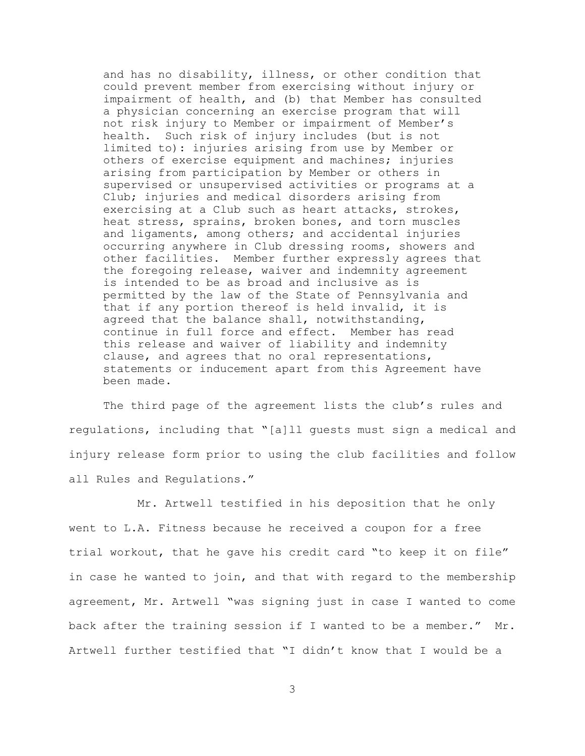> and has no disability, illness, or other condition that could prevent member from exercising without injury or impairment of health, and (b) that Member has consulted a physician concerning an exercise program that will not risk injury to Member or impairment of Member's health. Such risk of injury includes (but is not limited to): injuries arising from use by Member or others of exercise equipment and machines; injuries arising from participation by Member or others in supervised or unsupervised activities or programs at a Club; injuries and medical disorders arising from exercising at a Club such as heart attacks, strokes, heat stress, sprains, broken bones, and torn muscles and ligaments, among others; and accidental injuries occurring anywhere in Club dressing rooms, showers and other facilities. Member further expressly agrees that the foregoing release, waiver and indemnity agreement is intended to be as broad and inclusive as is permitted by the law of the State of Pennsylvania and that if any portion thereof is held invalid, it is agreed that the balance shall, notwithstanding, continue in full force and effect. Member has read this release and waiver of liability and indemnity clause, and agrees that no oral representations, statements or inducement apart from this Agreement have been made.

The third page of the agreement lists the club's rules and regulations, including that "[a]ll guests must sign a medical and injury release form prior to using the club facilities and follow all Rules and Regulations."

Mr. Artwell testified in his deposition that he only went to L.A. Fitness because he received a coupon for a free trial workout, that he gave his credit card "to keep it on file" in case he wanted to join, and that with regard to the membership agreement, Mr. Artwell "was signing just in case I wanted to come back after the training session if I wanted to be a member." Mr. Artwell further testified that "I didn't know that I would be a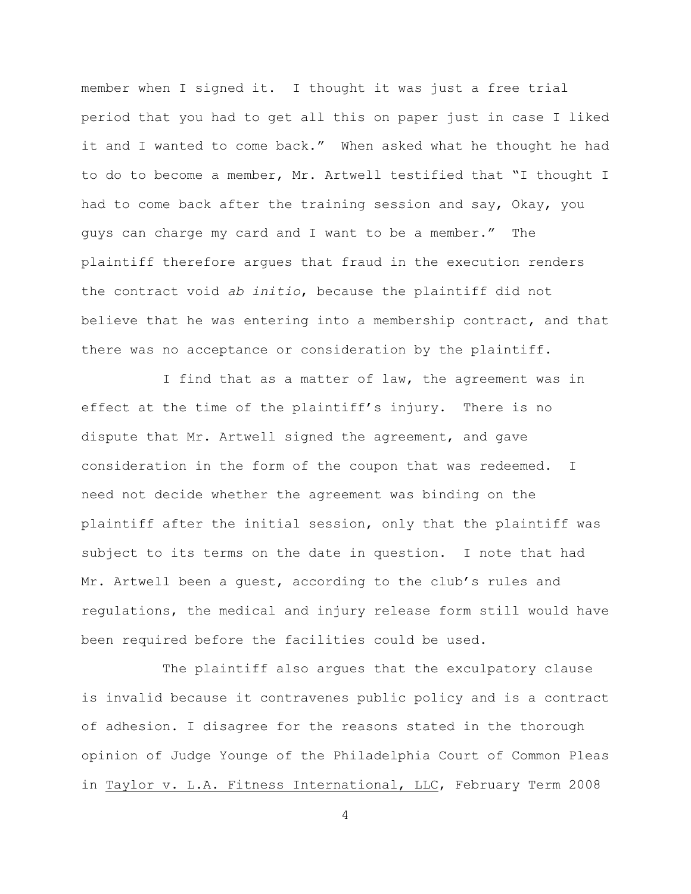member when I signed it. I thought it was just a free trial period that you had to get all this on paper just in case I liked it and I wanted to come back." When asked what he thought he had to do to become a member, Mr. Artwell testified that "I thought I had to come back after the training session and say, Okay, you guys can charge my card and I want to be a member." The plaintiff therefore argues that fraud in the execution renders the contract void *ab initio*, because the plaintiff did not believe that he was entering into a membership contract, and that there was no acceptance or consideration by the plaintiff.

I find that as a matter of law, the agreement was in effect at the time of the plaintiff's injury. There is no dispute that Mr. Artwell signed the agreement, and gave consideration in the form of the coupon that was redeemed. I need not decide whether the agreement was binding on the plaintiff after the initial session, only that the plaintiff was subject to its terms on the date in question. I note that had Mr. Artwell been a guest, according to the club's rules and regulations, the medical and injury release form still would have been required before the facilities could be used.

The plaintiff also argues that the exculpatory clause is invalid because it contravenes public policy and is a contract of adhesion. I disagree for the reasons stated in the thorough opinion of Judge Younge of the Philadelphia Court of Common Pleas in <u>Taylor v. L.A. Fitness International, LLC</u>, February Term 2008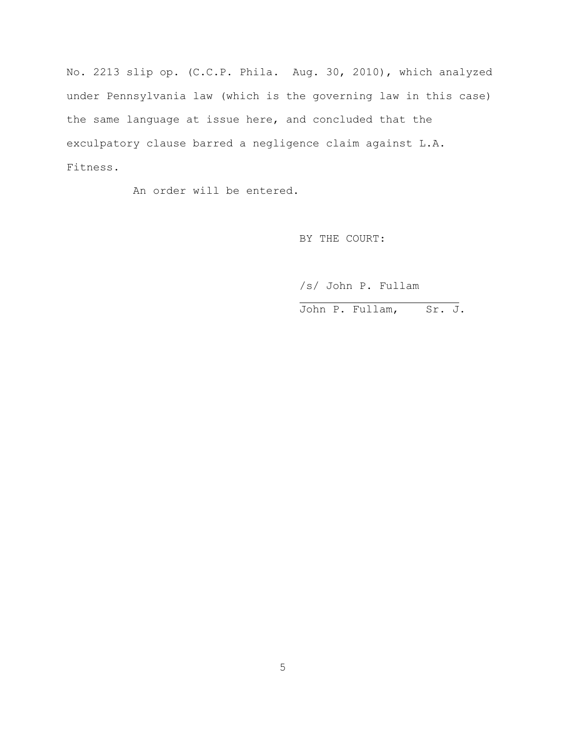No. 2213 slip op. (C.C.P. Phila. Aug. 30, 2010), which analyzed under Pennsylvania law (which is the governing law in this case) the same language at issue here, and concluded that the exculpatory clause barred a negligence claim against L.A. Fitness.

An order will be entered.

BY THE COURT:

/s/ John P. Fullam

John P. Fullam, Sr. J.